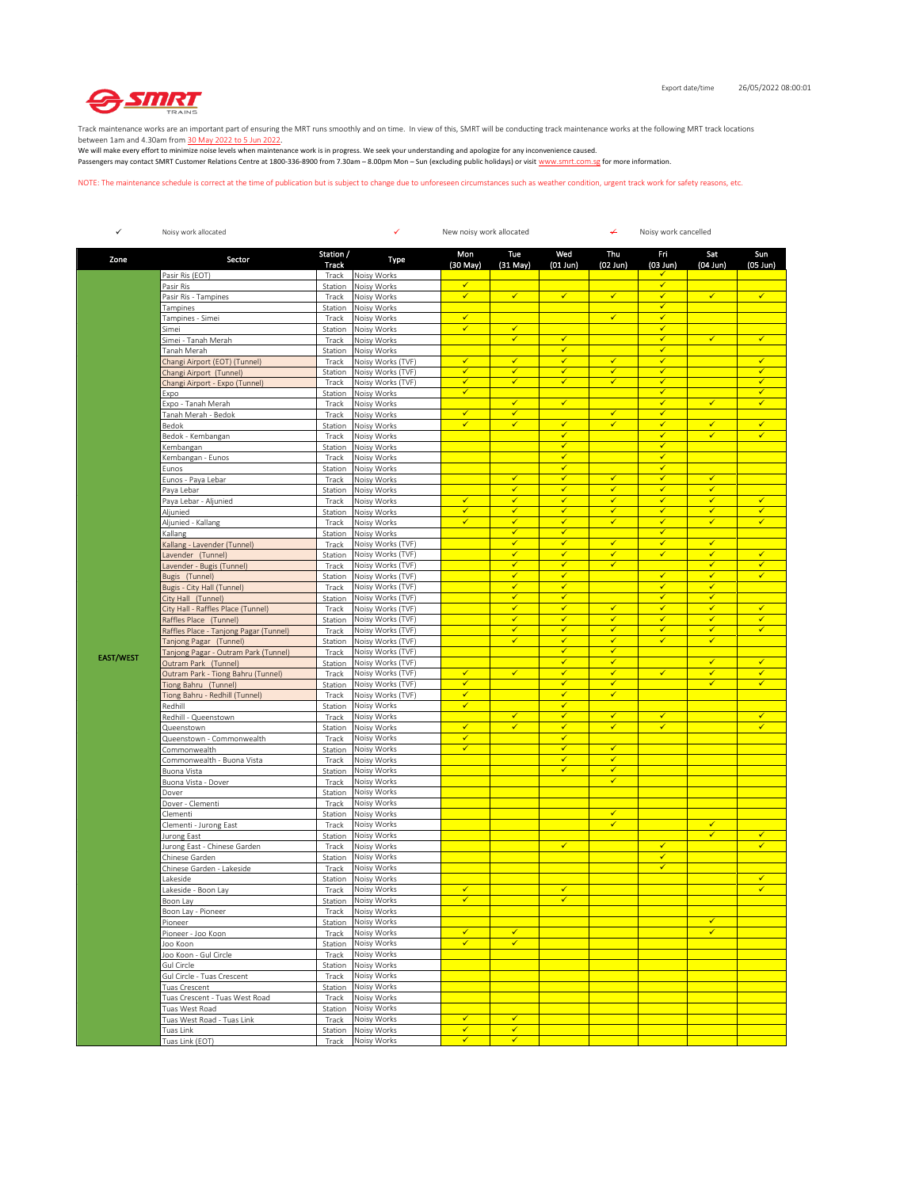Export date/time 26/05/2022 08:00:01

SMRT TRAINS

Track maintenance works are an important part of ensuring the MRT runs smoothly and on time. In view of this, SMRT will be conducting track maintenance works at the following MRT track locations between 1am and 4.30am from 30 May 2022 to 5 Jun 2022.
We will make every effort to minimize noise levels when maintenance work is in progress. We seek your understanding and apologize for any inconvenience caused.
Passengers may contact SMRT Customer Relations Centre at 1800-336-8900 from 7.30am – 8.00pm Mon – Sun (excluding public holidays) or visit www.smrt.com.sg for more information.

NOTE: The maintenance schedule is correct at the time of publication but is subject to change due to unforeseen circumstances such as weather condition, urgent track work for safety reasons, etc.

✓ Noisy work allocated ✓ New noisy work allocated ✓̶ Noisy work cancelled

| Zone | Sector | Station / Track | Type | Mon (30 May) | Tue (31 May) | Wed (01 Jun) | Thu (02 Jun) | Fri (03 Jun) | Sat (04 Jun) | Sun (05 Jun) |
|---|---|---|---|---|---|---|---|---|---|---|
| EAST/WEST | Pasir Ris (EOT) | Track | Noisy Works | | | | | ✓ | | |
| | Pasir Ris | Station | Noisy Works | ✓ | | | | ✓ | | |
| | Pasir Ris - Tampines | Track | Noisy Works | ✓ | ✓ | ✓ | ✓ | ✓ | ✓ | ✓ |
| | Tampines | Station | Noisy Works | | | | | ✓ | | |
| | Tampines - Simei | Track | Noisy Works | ✓ | | | ✓ | ✓ | | |
| | Simei | Station | Noisy Works | ✓ | ✓ | | | ✓ | | |
| | Simei - Tanah Merah | Track | Noisy Works | | ✓ | ✓ | | ✓ | ✓ | ✓ |
| | Tanah Merah | Station | Noisy Works | | | ✓ | | ✓ | | |
| | Changi Airport (EOT) (Tunnel) | Track | Noisy Works (TVF) | ✓ | ✓ | ✓ | ✓ | ✓ | | ✓ |
| | Changi Airport (Tunnel) | Station | Noisy Works (TVF) | ✓ | ✓ | ✓ | ✓ | ✓ | | ✓ |
| | Changi Airport - Expo (Tunnel) | Track | Noisy Works (TVF) | ✓ | ✓ | ✓ | ✓ | ✓ | | ✓ |
| | Expo | Station | Noisy Works | ✓ | | | | ✓ | | ✓ |
| | Expo - Tanah Merah | Track | Noisy Works | | ✓ | ✓ | | ✓ | ✓ | ✓ |
| | Tanah Merah - Bedok | Track | Noisy Works | ✓ | ✓ | | ✓ | ✓ | | |
| | Bedok | Station | Noisy Works | ✓ | ✓ | ✓ | ✓ | ✓ | ✓ | ✓ |
| | Bedok - Kembangan | Track | Noisy Works | | | ✓ | | ✓ | ✓ | ✓ |
| | Kembangan | Station | Noisy Works | | | ✓ | | ✓ | | |
| | Kembangan - Eunos | Track | Noisy Works | | | ✓ | | ✓ | | |
| | Eunos | Station | Noisy Works | | | ✓ | | ✓ | | |
| | Eunos - Paya Lebar | Track | Noisy Works | | ✓ | ✓ | ✓ | ✓ | ✓ | |
| | Paya Lebar | Station | Noisy Works | | ✓ | ✓ | ✓ | ✓ | ✓ | |
| | Paya Lebar - Aljunied | Track | Noisy Works | ✓ | ✓ | ✓ | ✓ | ✓ | ✓ | ✓ |
| | Aljunied | Station | Noisy Works | ✓ | ✓ | ✓ | ✓ | ✓ | ✓ | ✓ |
| | Aljunied - Kallang | Track | Noisy Works | ✓ | ✓ | ✓ | ✓ | ✓ | ✓ | ✓ |
| | Kallang | Station | Noisy Works | | ✓ | ✓ | | ✓ | | |
| | Kallang - Lavender (Tunnel) | Track | Noisy Works (TVF) | | ✓ | ✓ | ✓ | ✓ | ✓ | |
| | Lavender (Tunnel) | Station | Noisy Works (TVF) | | ✓ | ✓ | ✓ | ✓ | ✓ | ✓ |
| | Lavender - Bugis (Tunnel) | Track | Noisy Works (TVF) | | ✓ | ✓ | ✓ | | ✓ | ✓ |
| | Bugis (Tunnel) | Station | Noisy Works (TVF) | | ✓ | ✓ | | ✓ | ✓ | ✓ |
| | Bugis - City Hall (Tunnel) | Track | Noisy Works (TVF) | | ✓ | ✓ | | ✓ | ✓ | |
| | City Hall (Tunnel) | Station | Noisy Works (TVF) | | ✓ | ✓ | | ✓ | ✓ | |
| | City Hall - Raffles Place (Tunnel) | Track | Noisy Works (TVF) | | ✓ | ✓ | ✓ | ✓ | ✓ | ✓ |
| | Raffles Place (Tunnel) | Station | Noisy Works (TVF) | | ✓ | ✓ | ✓ | ✓ | ✓ | ✓ |
| | Raffles Place - Tanjong Pagar (Tunnel) | Track | Noisy Works (TVF) | | ✓ | ✓ | ✓ | ✓ | ✓ | ✓ |
| | Tanjong Pagar (Tunnel) | Station | Noisy Works (TVF) | | ✓ | ✓ | ✓ | ✓ | ✓ | |
| | Tanjong Pagar - Outram Park (Tunnel) | Track | Noisy Works (TVF) | | | ✓ | ✓ | | | |
| | Outram Park (Tunnel) | Station | Noisy Works (TVF) | | | ✓ | ✓ | | ✓ | ✓ |
| | Outram Park - Tiong Bahru (Tunnel) | Track | Noisy Works (TVF) | ✓ | ✓ | ✓ | ✓ | ✓ | ✓ | ✓ |
| | Tiong Bahru (Tunnel) | Station | Noisy Works (TVF) | ✓ | | ✓ | ✓ | | ✓ | ✓ |
| | Tiong Bahru - Redhill (Tunnel) | Track | Noisy Works (TVF) | ✓ | | ✓ | ✓ | | | |
| | Redhill | Station | Noisy Works | ✓ | | ✓ | | | | |
| | Redhill - Queenstown | Track | Noisy Works | | ✓ | ✓ | ✓ | ✓ | | ✓ |
| | Queenstown | Station | Noisy Works | ✓ | ✓ | ✓ | ✓ | ✓ | | ✓ |
| | Queenstown - Commonwealth | Track | Noisy Works | ✓ | | ✓ | | | | |
| | Commonwealth | Station | Noisy Works | ✓ | | ✓ | ✓ | | | |
| | Commonwealth - Buona Vista | Track | Noisy Works | | | ✓ | ✓ | | | |
| | Buona Vista | Station | Noisy Works | | | ✓ | ✓ | | | |
| | Buona Vista - Dover | Track | Noisy Works | | | | ✓ | | | |
| | Dover | Station | Noisy Works | | | | | | | |
| | Dover - Clementi | Track | Noisy Works | | | | | | | |
| | Clementi | Station | Noisy Works | | | | ✓ | | | |
| | Clementi - Jurong East | Track | Noisy Works | | | | ✓ | | ✓ | |
| | Jurong East | Station | Noisy Works | | | | | | ✓ | ✓ |
| | Jurong East - Chinese Garden | Track | Noisy Works | | | ✓ | | ✓ | | ✓ |
| | Chinese Garden | Station | Noisy Works | | | | | ✓ | | |
| | Chinese Garden - Lakeside | Track | Noisy Works | | | | | ✓ | | |
| | Lakeside | Station | Noisy Works | | | | | | | ✓ |
| | Lakeside - Boon Lay | Track | Noisy Works | ✓ | | ✓ | | | | ✓ |
| | Boon Lay | Station | Noisy Works | ✓ | | ✓ | | | | |
| | Boon Lay - Pioneer | Track | Noisy Works | | | | | | | |
| | Pioneer | Station | Noisy Works | | | | | | ✓ | |
| | Pioneer - Joo Koon | Track | Noisy Works | ✓ | ✓ | | | | ✓ | |
| | Joo Koon | Station | Noisy Works | ✓ | ✓ | | | | | |
| | Joo Koon - Gul Circle | Track | Noisy Works | | | | | | | |
| | Gul Circle | Station | Noisy Works | | | | | | | |
| | Gul Circle - Tuas Crescent | Track | Noisy Works | | | | | | | |
| | Tuas Crescent | Station | Noisy Works | | | | | | | |
| | Tuas Crescent - Tuas West Road | Track | Noisy Works | | | | | | | |
| | Tuas West Road | Station | Noisy Works | | | | | | | |
| | Tuas West Road - Tuas Link | Track | Noisy Works | ✓ | ✓ | | | | | |
| | Tuas Link | Station | Noisy Works | ✓ | ✓ | | | | | |
| | Tuas Link (EOT) | Track | Noisy Works | ✓ | ✓ | | | | | |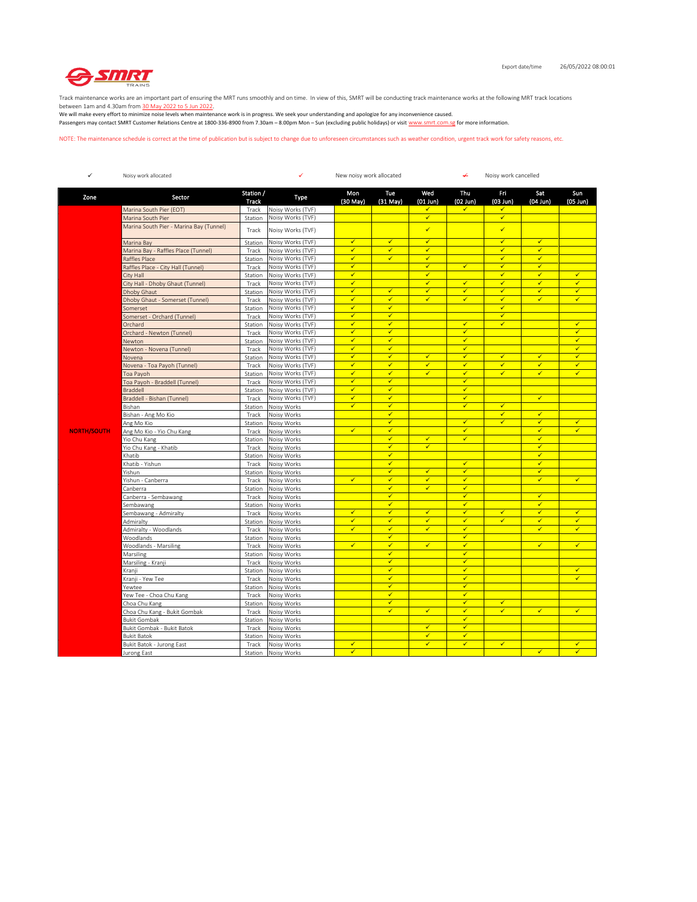Export date/time 26/05/2022 08:00:01

Track maintenance works are an important part of ensuring the MRT runs smoothly and on time. In view of this, SMRT will be conducting track maintenance works at the following MRT track locations between 1am and 4.30am from 30 May 2022 to 5 Jun 2022.
We will make every effort to minimize noise levels when maintenance work is in progress. We seek your understanding and apologize for any inconvenience caused.
Passengers may contact SMRT Customer Relations Centre at 1800-336-8900 from 7.30am – 8.00pm Mon – Sun (excluding public holidays) or visit www.smrt.com.sg for more information.

NOTE: The maintenance schedule is correct at the time of publication but is subject to change due to unforeseen circumstances such as weather condition, urgent track work for safety reasons, etc.

✓ Noisy work allocated ✓ New noisy work allocated ✓ Noisy work cancelled

| Zone | Sector | Station / Track | Type | Mon (30 May) | Tue (31 May) | Wed (01 Jun) | Thu (02 Jun) | Fri (03 Jun) | Sat (04 Jun) | Sun (05 Jun) |
|---|---|---|---|---|---|---|---|---|---|---|
| NORTH/SOUTH | Marina South Pier (EOT) | Track | Noisy Works (TVF) | | | ✓ | ✓ | ✓ | | |
| | Marina South Pier | Station | Noisy Works (TVF) | | | ✓ | | ✓ | | |
| | Marina South Pier - Marina Bay (Tunnel) | Track | Noisy Works (TVF) | | | ✓ | | ✓ | | |
| | Marina Bay | Station | Noisy Works (TVF) | ✓ | ✓ | ✓ | | ✓ | ✓ | |
| | Marina Bay - Raffles Place (Tunnel) | Track | Noisy Works (TVF) | ✓ | ✓ | ✓ | | ✓ | ✓ | |
| | Raffles Place | Station | Noisy Works (TVF) | ✓ | ✓ | ✓ | | ✓ | ✓ | |
| | Raffles Place - City Hall (Tunnel) | Track | Noisy Works (TVF) | ✓ | | ✓ | ✓ | ✓ | ✓ | |
| | City Hall | Station | Noisy Works (TVF) | ✓ | | ✓ | | ✓ | ✓ | ✓ |
| | City Hall - Dhoby Ghaut (Tunnel) | Track | Noisy Works (TVF) | ✓ | | ✓ | ✓ | ✓ | ✓ | ✓ |
| | Dhoby Ghaut | Station | Noisy Works (TVF) | ✓ | ✓ | ✓ | ✓ | ✓ | ✓ | ✓ |
| | Dhoby Ghaut - Somerset (Tunnel) | Track | Noisy Works (TVF) | ✓ | ✓ | ✓ | ✓ | ✓ | ✓ | ✓ |
| | Somerset | Station | Noisy Works (TVF) | ✓ | ✓ | | | ✓ | | |
| | Somerset - Orchard (Tunnel) | Track | Noisy Works (TVF) | ✓ | ✓ | | | ✓ | | |
| | Orchard | Station | Noisy Works (TVF) | ✓ | ✓ | | ✓ | ✓ | | ✓ |
| | Orchard - Newton (Tunnel) | Track | Noisy Works (TVF) | ✓ | ✓ | | ✓ | | | ✓ |
| | Newton | Station | Noisy Works (TVF) | ✓ | ✓ | | ✓ | | | ✓ |
| | Newton - Novena (Tunnel) | Track | Noisy Works (TVF) | ✓ | ✓ | | ✓ | | | ✓ |
| | Novena | Station | Noisy Works (TVF) | ✓ | ✓ | ✓ | ✓ | ✓ | ✓ | ✓ |
| | Novena - Toa Payoh (Tunnel) | Track | Noisy Works (TVF) | ✓ | ✓ | ✓ | ✓ | ✓ | ✓ | ✓ |
| | Toa Payoh | Station | Noisy Works (TVF) | ✓ | ✓ | ✓ | ✓ | ✓ | ✓ | ✓ |
| | Toa Payoh - Braddell (Tunnel) | Track | Noisy Works (TVF) | ✓ | ✓ | | ✓ | | | |
| | Braddell | Station | Noisy Works (TVF) | ✓ | ✓ | | ✓ | | | |
| | Braddell - Bishan (Tunnel) | Track | Noisy Works (TVF) | ✓ | ✓ | | ✓ | | ✓ | |
| | Bishan | Station | Noisy Works | ✓ | ✓ | | ✓ | ✓ | | |
| | Bishan - Ang Mo Kio | Track | Noisy Works | | ✓ | | | ✓ | ✓ | |
| | Ang Mo Kio | Station | Noisy Works | | ✓ | | ✓ | ✓ | ✓ | ✓ |
| | Ang Mo Kio - Yio Chu Kang | Track | Noisy Works | ✓ | ✓ | | ✓ | | ✓ | ✓ |
| | Yio Chu Kang | Station | Noisy Works | | ✓ | ✓ | ✓ | | ✓ | |
| | Yio Chu Kang - Khatib | Track | Noisy Works | | ✓ | ✓ | | | ✓ | |
| | Khatib | Station | Noisy Works | | ✓ | | | | ✓ | |
| | Khatib - Yishun | Track | Noisy Works | | ✓ | | ✓ | | ✓ | |
| | Yishun | Station | Noisy Works | | ✓ | ✓ | ✓ | | ✓ | |
| | Yishun - Canberra | Track | Noisy Works | ✓ | ✓ | ✓ | ✓ | | ✓ | ✓ |
| | Canberra | Station | Noisy Works | | ✓ | ✓ | ✓ | | | |
| | Canberra - Sembawang | Track | Noisy Works | | ✓ | | ✓ | | ✓ | |
| | Sembawang | Station | Noisy Works | | ✓ | | ✓ | | ✓ | |
| | Sembawang - Admiralty | Track | Noisy Works | ✓ | ✓ | ✓ | ✓ | ✓ | ✓ | ✓ |
| | Admiralty | Station | Noisy Works | ✓ | ✓ | ✓ | ✓ | ✓ | ✓ | ✓ |
| | Admiralty - Woodlands | Track | Noisy Works | ✓ | ✓ | ✓ | ✓ | | ✓ | ✓ |
| | Woodlands | Station | Noisy Works | | ✓ | | ✓ | | | |
| | Woodlands - Marsiling | Track | Noisy Works | ✓ | ✓ | ✓ | ✓ | | ✓ | ✓ |
| | Marsiling | Station | Noisy Works | | ✓ | | ✓ | | | |
| | Marsiling - Kranji | Track | Noisy Works | | ✓ | | ✓ | | | |
| | Kranji | Station | Noisy Works | | ✓ | | ✓ | | | ✓ |
| | Kranji - Yew Tee | Track | Noisy Works | | ✓ | | ✓ | | | ✓ |
| | Yewtee | Station | Noisy Works | | ✓ | | ✓ | | | |
| | Yew Tee - Choa Chu Kang | Track | Noisy Works | | ✓ | | ✓ | | | |
| | Choa Chu Kang | Station | Noisy Works | | ✓ | | ✓ | ✓ | | |
| | Choa Chu Kang - Bukit Gombak | Track | Noisy Works | | ✓ | ✓ | ✓ | ✓ | ✓ | ✓ |
| | Bukit Gombak | Station | Noisy Works | | | | ✓ | | | |
| | Bukit Gombak - Bukit Batok | Track | Noisy Works | | | ✓ | ✓ | | | |
| | Bukit Batok | Station | Noisy Works | | | ✓ | ✓ | | | |
| | Bukit Batok - Jurong East | Track | Noisy Works | ✓ | | ✓ | ✓ | ✓ | | ✓ |
| | Jurong East | Station | Noisy Works | ✓ | | | | | ✓ | ✓ |